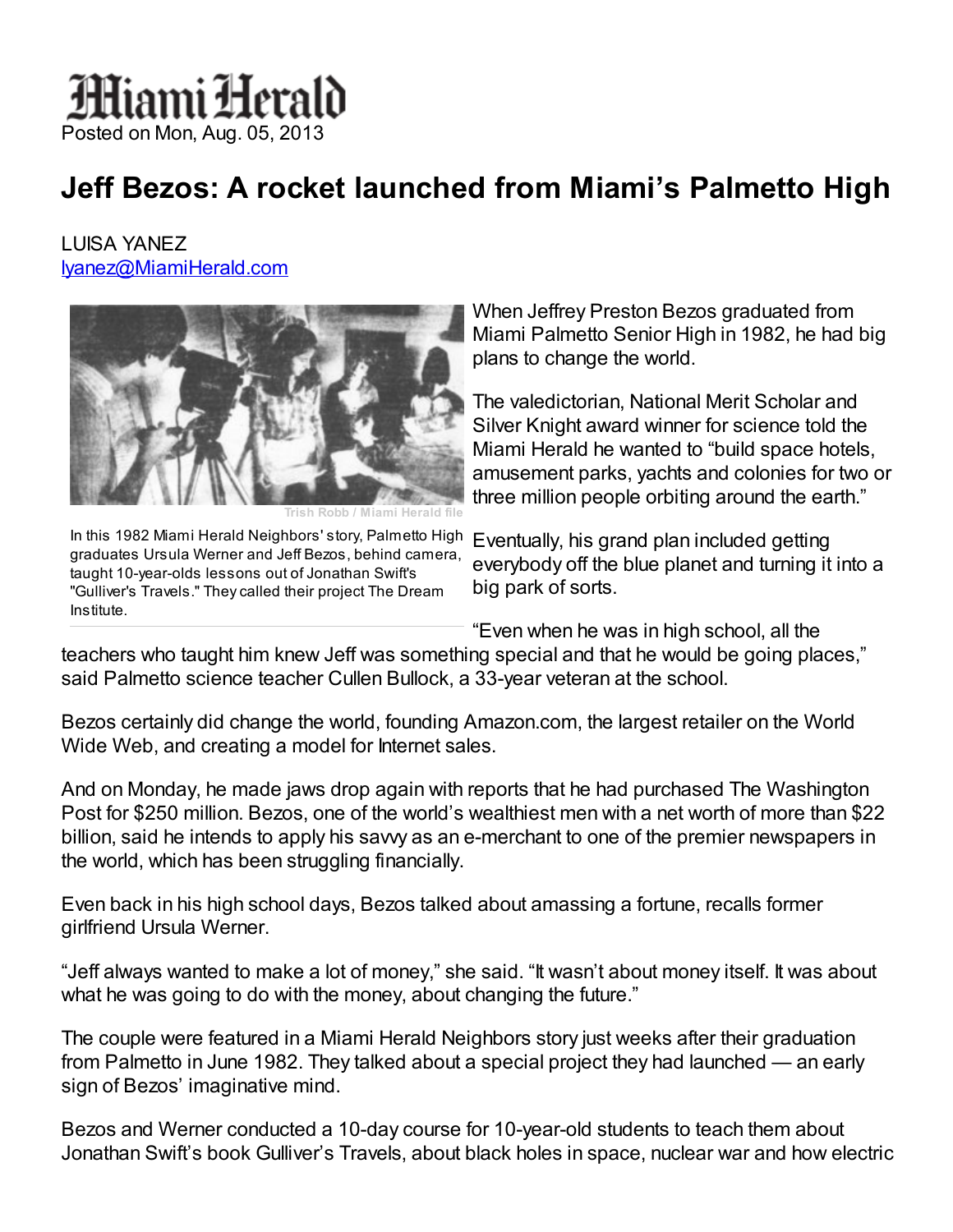Miami Herald
Posted on Mon, Aug. 05, 2013

# Jeff Bezos: A rocket launched from Miami's Palmetto High

LUISA YANEZ
lyanez@MiamiHerald.com

Trish Robb / Miami Herald file

In this 1982 Miami Herald Neighbors' story, Palmetto High graduates Ursula Werner and Jeff Bezos, behind camera, taught 10-year-olds lessons out of Jonathan Swift's "Gulliver's Travels." They called their project The Dream Institute.

When Jeffrey Preston Bezos graduated from Miami Palmetto Senior High in 1982, he had big plans to change the world.

The valedictorian, National Merit Scholar and Silver Knight award winner for science told the Miami Herald he wanted to "build space hotels, amusement parks, yachts and colonies for two or three million people orbiting around the earth."

Eventually, his grand plan included getting everybody off the blue planet and turning it into a big park of sorts.

"Even when he was in high school, all the teachers who taught him knew Jeff was something special and that he would be going places," said Palmetto science teacher Cullen Bullock, a 33-year veteran at the school.

Bezos certainly did change the world, founding Amazon.com, the largest retailer on the World Wide Web, and creating a model for Internet sales.

And on Monday, he made jaws drop again with reports that he had purchased The Washington Post for $250 million. Bezos, one of the world's wealthiest men with a net worth of more than $22 billion, said he intends to apply his savvy as an e-merchant to one of the premier newspapers in the world, which has been struggling financially.

Even back in his high school days, Bezos talked about amassing a fortune, recalls former girlfriend Ursula Werner.

"Jeff always wanted to make a lot of money," she said. "It wasn't about money itself. It was about what he was going to do with the money, about changing the future."

The couple were featured in a Miami Herald Neighbors story just weeks after their graduation from Palmetto in June 1982. They talked about a special project they had launched — an early sign of Bezos' imaginative mind.

Bezos and Werner conducted a 10-day course for 10-year-old students to teach them about Jonathan Swift's book Gulliver's Travels, about black holes in space, nuclear war and how electric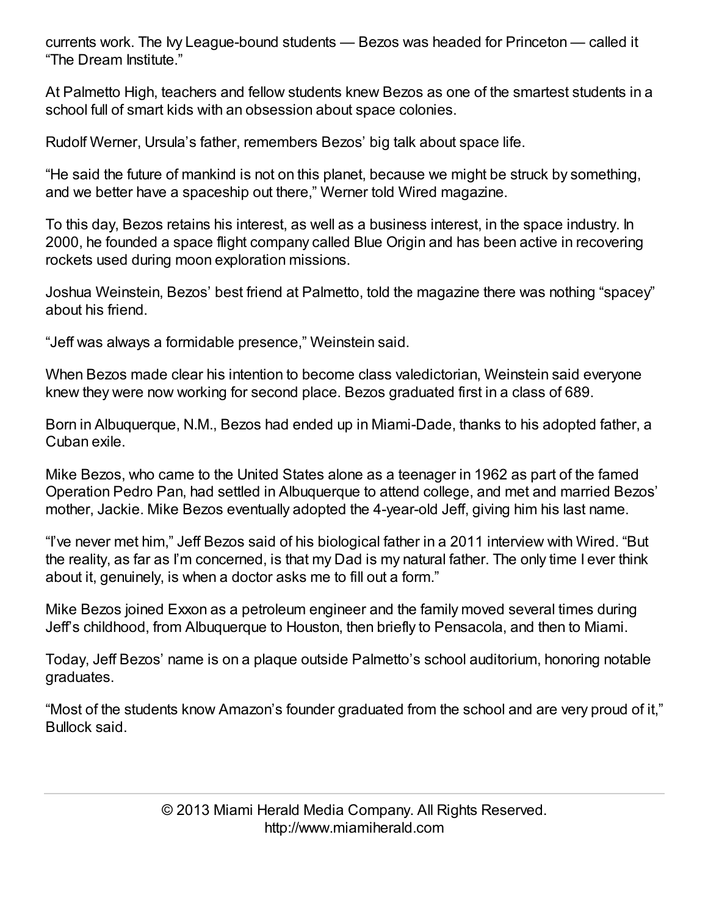currents work. The Ivy League-bound students — Bezos was headed for Princeton — called it “The Dream Institute.”

At Palmetto High, teachers and fellow students knew Bezos as one of the smartest students in a school full of smart kids with an obsession about space colonies.

Rudolf Werner, Ursula’s father, remembers Bezos’ big talk about space life.

“He said the future of mankind is not on this planet, because we might be struck by something, and we better have a spaceship out there,” Werner told Wired magazine.

To this day, Bezos retains his interest, as well as a business interest, in the space industry. In 2000, he founded a space flight company called Blue Origin and has been active in recovering rockets used during moon exploration missions.

Joshua Weinstein, Bezos’ best friend at Palmetto, told the magazine there was nothing “spacey” about his friend.

“Jeff was always a formidable presence,” Weinstein said.

When Bezos made clear his intention to become class valedictorian, Weinstein said everyone knew they were now working for second place. Bezos graduated first in a class of 689.

Born in Albuquerque, N.M., Bezos had ended up in Miami-Dade, thanks to his adopted father, a Cuban exile.

Mike Bezos, who came to the United States alone as a teenager in 1962 as part of the famed Operation Pedro Pan, had settled in Albuquerque to attend college, and met and married Bezos’ mother, Jackie. Mike Bezos eventually adopted the 4-year-old Jeff, giving him his last name.

“I’ve never met him,” Jeff Bezos said of his biological father in a 2011 interview with Wired. “But the reality, as far as I’m concerned, is that my Dad is my natural father. The only time I ever think about it, genuinely, is when a doctor asks me to fill out a form.”

Mike Bezos joined Exxon as a petroleum engineer and the family moved several times during Jeff’s childhood, from Albuquerque to Houston, then briefly to Pensacola, and then to Miami.

Today, Jeff Bezos’ name is on a plaque outside Palmetto’s school auditorium, honoring notable graduates.

“Most of the students know Amazon’s founder graduated from the school and are very proud of it,” Bullock said.

© 2013 Miami Herald Media Company. All Rights Reserved.
http://www.miamiherald.com